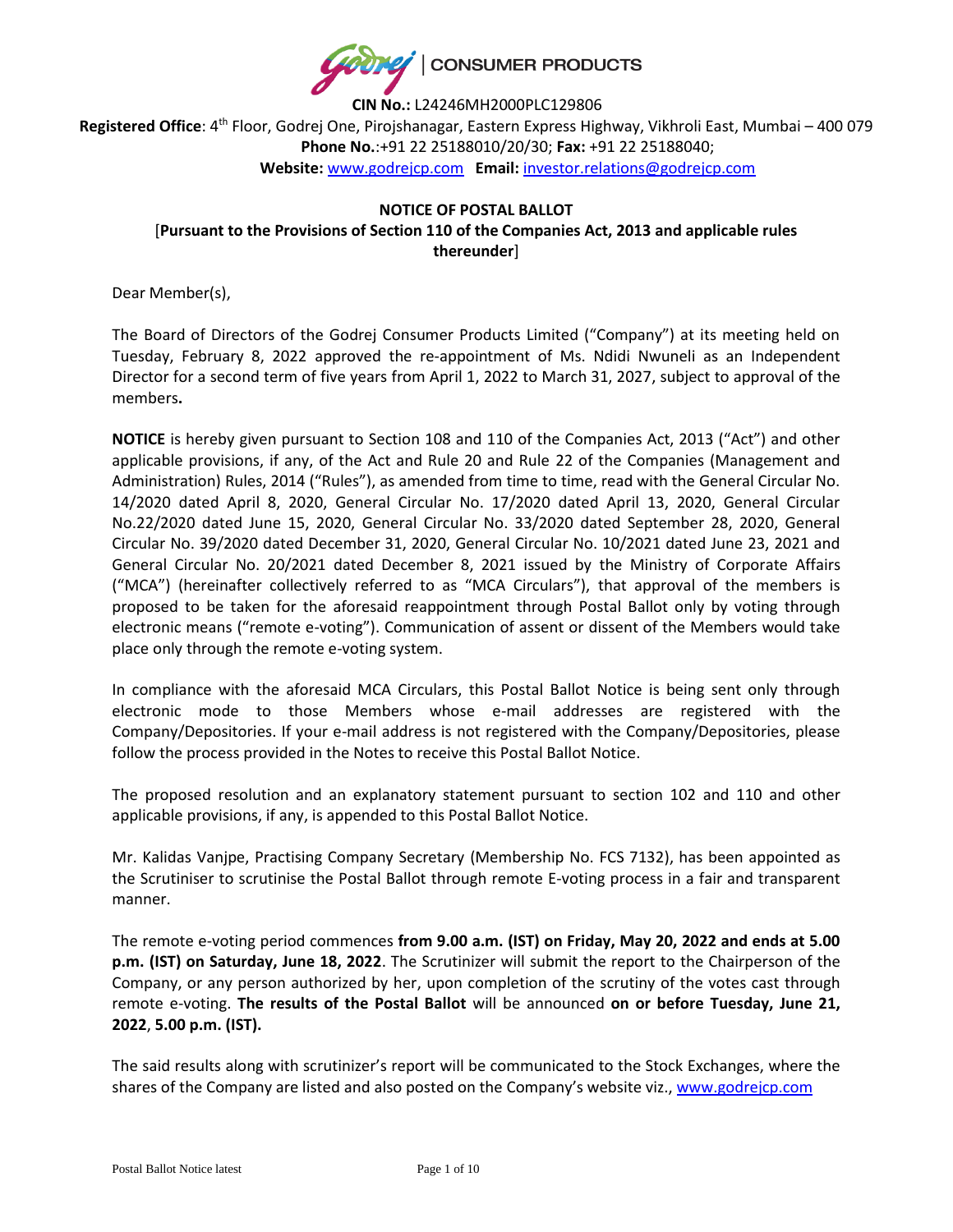CONSUMER PRODUCTS

**CIN No.:** L24246MH2000PLC129806

**Registered Office**: 4th Floor, Godrej One, Pirojshanagar, Eastern Express Highway, Vikhroli East, Mumbai – 400 079
**Phone No.**:+91 22 25188010/20/30; **Fax:** +91 22 25188040;
**Website:** www.godrejcp.com **Email:** investor.relations@godrejcp.com

# NOTICE OF POSTAL BALLOT

[**Pursuant to the Provisions of Section 110 of the Companies Act, 2013 and applicable rules thereunder**]

Dear Member(s),

The Board of Directors of the Godrej Consumer Products Limited ("Company") at its meeting held on Tuesday, February 8, 2022 approved the re-appointment of Ms. Ndidi Nwuneli as an Independent Director for a second term of five years from April 1, 2022 to March 31, 2027, subject to approval of the members**.**

**NOTICE** is hereby given pursuant to Section 108 and 110 of the Companies Act, 2013 ("Act") and other applicable provisions, if any, of the Act and Rule 20 and Rule 22 of the Companies (Management and Administration) Rules, 2014 ("Rules"), as amended from time to time, read with the General Circular No. 14/2020 dated April 8, 2020, General Circular No. 17/2020 dated April 13, 2020, General Circular No.22/2020 dated June 15, 2020, General Circular No. 33/2020 dated September 28, 2020, General Circular No. 39/2020 dated December 31, 2020, General Circular No. 10/2021 dated June 23, 2021 and General Circular No. 20/2021 dated December 8, 2021 issued by the Ministry of Corporate Affairs ("MCA") (hereinafter collectively referred to as "MCA Circulars"), that approval of the members is proposed to be taken for the aforesaid reappointment through Postal Ballot only by voting through electronic means ("remote e-voting"). Communication of assent or dissent of the Members would take place only through the remote e-voting system.

In compliance with the aforesaid MCA Circulars, this Postal Ballot Notice is being sent only through electronic mode to those Members whose e-mail addresses are registered with the Company/Depositories. If your e-mail address is not registered with the Company/Depositories, please follow the process provided in the Notes to receive this Postal Ballot Notice.

The proposed resolution and an explanatory statement pursuant to section 102 and 110 and other applicable provisions, if any, is appended to this Postal Ballot Notice.

Mr. Kalidas Vanjpe, Practising Company Secretary (Membership No. FCS 7132), has been appointed as the Scrutiniser to scrutinise the Postal Ballot through remote E-voting process in a fair and transparent manner.

The remote e-voting period commences **from 9.00 a.m. (IST) on Friday, May 20, 2022 and ends at 5.00 p.m. (IST) on Saturday, June 18, 2022**. The Scrutinizer will submit the report to the Chairperson of the Company, or any person authorized by her, upon completion of the scrutiny of the votes cast through remote e-voting. **The results of the Postal Ballot** will be announced **on or before Tuesday, June 21, 2022**, **5.00 p.m. (IST).**

The said results along with scrutinizer's report will be communicated to the Stock Exchanges, where the shares of the Company are listed and also posted on the Company's website viz., www.godrejcp.com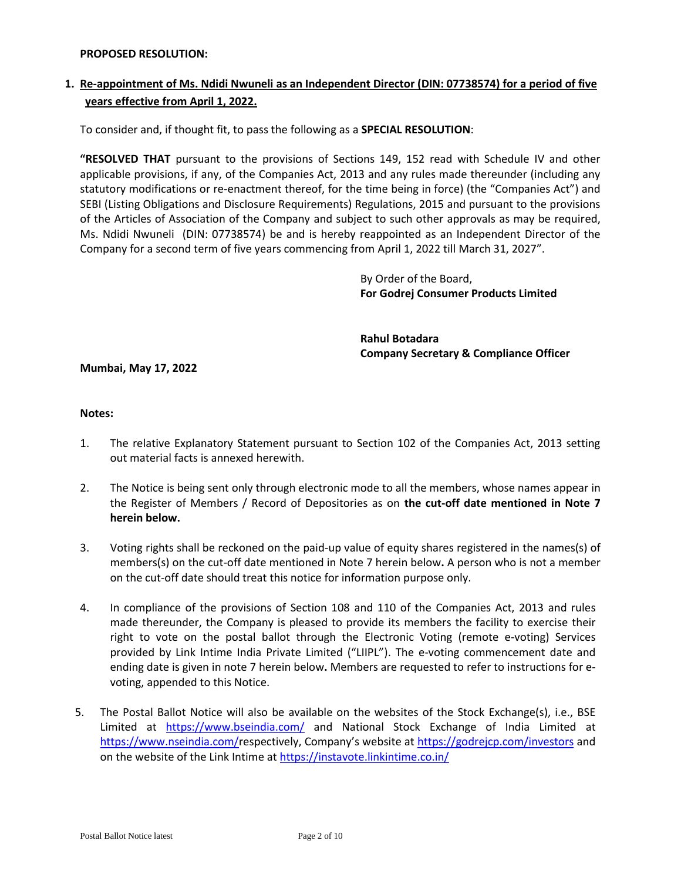**PROPOSED RESOLUTION:**

1. **Re-appointment of Ms. Ndidi Nwuneli as an Independent Director (DIN: 07738574) for a period of five years effective from April 1, 2022.**

To consider and, if thought fit, to pass the following as a **SPECIAL RESOLUTION**:

**"RESOLVED THAT** pursuant to the provisions of Sections 149, 152 read with Schedule IV and other applicable provisions, if any, of the Companies Act, 2013 and any rules made thereunder (including any statutory modifications or re-enactment thereof, for the time being in force) (the "Companies Act") and SEBI (Listing Obligations and Disclosure Requirements) Regulations, 2015 and pursuant to the provisions of the Articles of Association of the Company and subject to such other approvals as may be required, Ms. Ndidi Nwuneli (DIN: 07738574) be and is hereby reappointed as an Independent Director of the Company for a second term of five years commencing from April 1, 2022 till March 31, 2027".

By Order of the Board,
**For Godrej Consumer Products Limited**

**Rahul Botadara**
**Company Secretary & Compliance Officer**

**Mumbai, May 17, 2022**

**Notes:**

1. The relative Explanatory Statement pursuant to Section 102 of the Companies Act, 2013 setting out material facts is annexed herewith.

2. The Notice is being sent only through electronic mode to all the members, whose names appear in the Register of Members / Record of Depositories as on **the cut-off date mentioned in Note 7 herein below.**

3. Voting rights shall be reckoned on the paid-up value of equity shares registered in the names(s) of members(s) on the cut-off date mentioned in Note 7 herein below**.** A person who is not a member on the cut-off date should treat this notice for information purpose only.

4. In compliance of the provisions of Section 108 and 110 of the Companies Act, 2013 and rules made thereunder, the Company is pleased to provide its members the facility to exercise their right to vote on the postal ballot through the Electronic Voting (remote e-voting) Services provided by Link Intime India Private Limited ("LIIPL"). The e-voting commencement date and ending date is given in note 7 herein below**.** Members are requested to refer to instructions for e-voting, appended to this Notice.

5. The Postal Ballot Notice will also be available on the websites of the Stock Exchange(s), i.e., BSE Limited at https://www.bseindia.com/ and National Stock Exchange of India Limited at https://www.nseindia.com/respectively, Company's website at https://godrejcp.com/investors and on the website of the Link Intime at https://instavote.linkintime.co.in/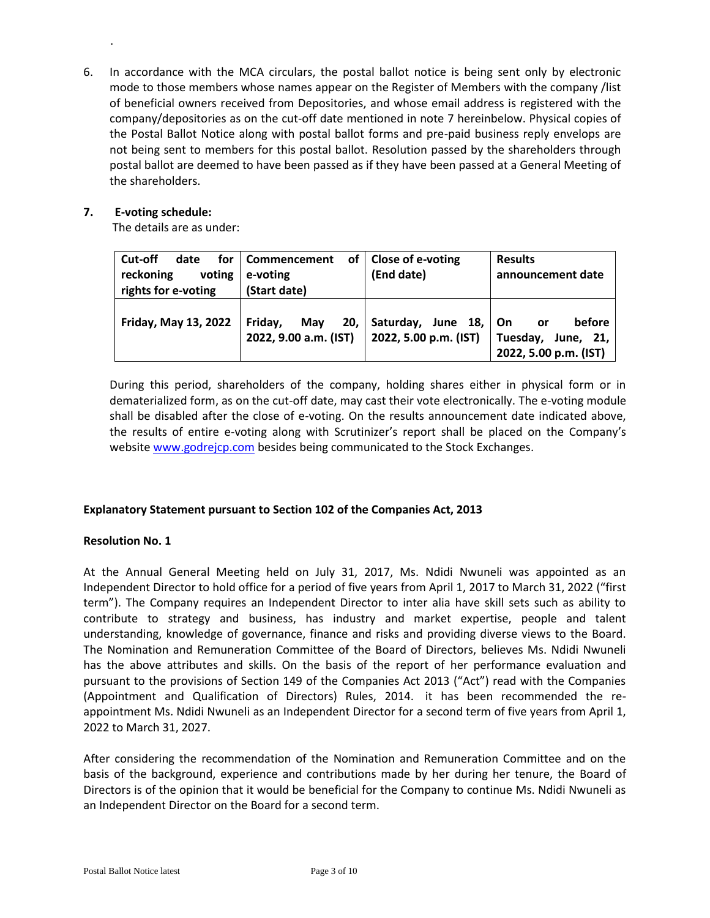6. In accordance with the MCA circulars, the postal ballot notice is being sent only by electronic mode to those members whose names appear on the Register of Members with the company /list of beneficial owners received from Depositories, and whose email address is registered with the company/depositories as on the cut-off date mentioned in note 7 hereinbelow. Physical copies of the Postal Ballot Notice along with postal ballot forms and pre-paid business reply envelops are not being sent to members for this postal ballot. Resolution passed by the shareholders through postal ballot are deemed to have been passed as if they have been passed at a General Meeting of the shareholders.

7. **E-voting schedule:**

   The details are as under:

| Cut-off date for reckoning voting rights for e-voting | Commencement of e-voting (Start date) | Close of e-voting (End date) | Results announcement date |
|---|---|---|---|
| **Friday, May 13, 2022** | **Friday, May 20, 2022, 9.00 a.m. (IST)** | **Saturday, June 18, 2022, 5.00 p.m. (IST)** | **On or before Tuesday, June, 21, 2022, 5.00 p.m. (IST)** |

   During this period, shareholders of the company, holding shares either in physical form or in dematerialized form, as on the cut-off date, may cast their vote electronically. The e-voting module shall be disabled after the close of e-voting. On the results announcement date indicated above, the results of entire e-voting along with Scrutinizer's report shall be placed on the Company's website www.godrejcp.com besides being communicated to the Stock Exchanges.

**Explanatory Statement pursuant to Section 102 of the Companies Act, 2013**

**Resolution No. 1**

At the Annual General Meeting held on July 31, 2017, Ms. Ndidi Nwuneli was appointed as an Independent Director to hold office for a period of five years from April 1, 2017 to March 31, 2022 ("first term"). The Company requires an Independent Director to inter alia have skill sets such as ability to contribute to strategy and business, has industry and market expertise, people and talent understanding, knowledge of governance, finance and risks and providing diverse views to the Board. The Nomination and Remuneration Committee of the Board of Directors, believes Ms. Ndidi Nwuneli has the above attributes and skills. On the basis of the report of her performance evaluation and pursuant to the provisions of Section 149 of the Companies Act 2013 ("Act") read with the Companies (Appointment and Qualification of Directors) Rules, 2014. it has been recommended the re-appointment Ms. Ndidi Nwuneli as an Independent Director for a second term of five years from April 1, 2022 to March 31, 2027.

After considering the recommendation of the Nomination and Remuneration Committee and on the basis of the background, experience and contributions made by her during her tenure, the Board of Directors is of the opinion that it would be beneficial for the Company to continue Ms. Ndidi Nwuneli as an Independent Director on the Board for a second term.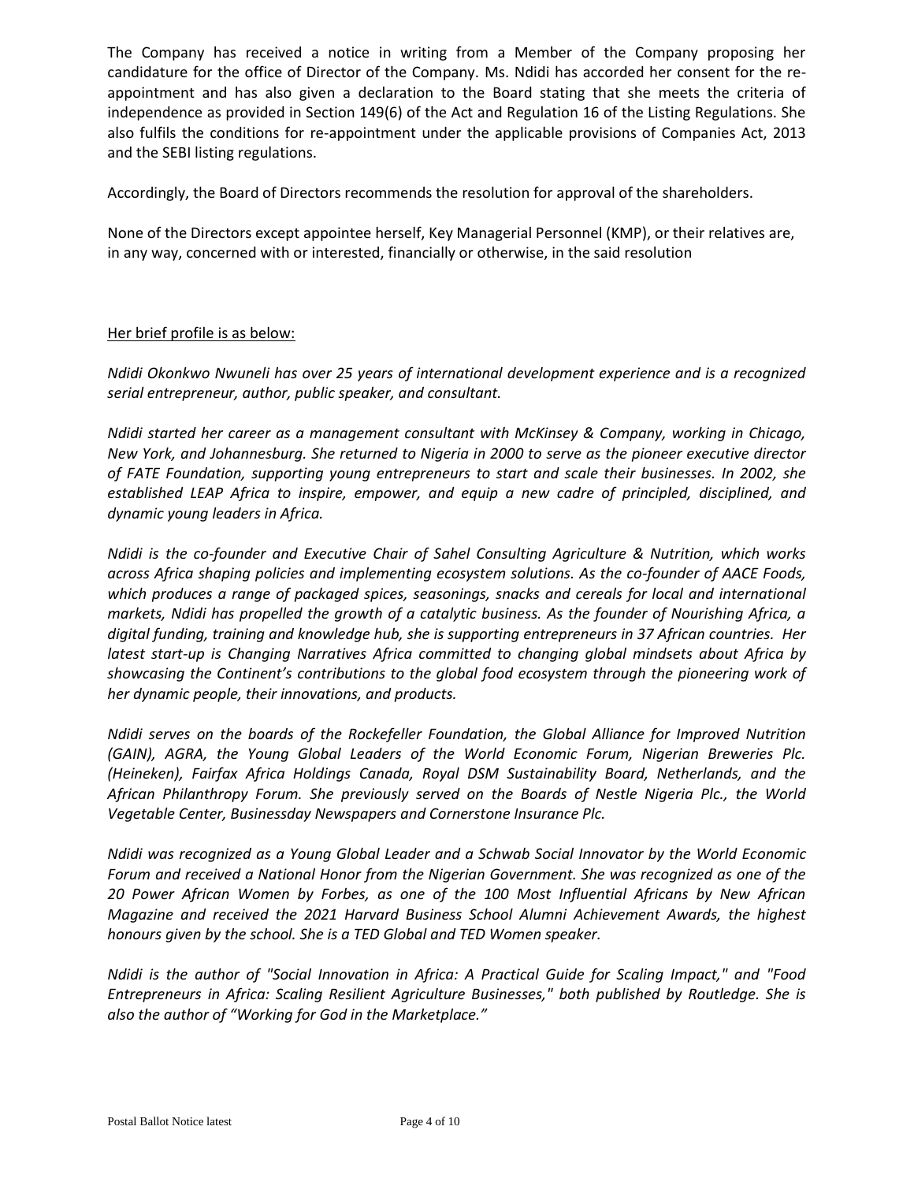The Company has received a notice in writing from a Member of the Company proposing her candidature for the office of Director of the Company. Ms. Ndidi has accorded her consent for the re-appointment and has also given a declaration to the Board stating that she meets the criteria of independence as provided in Section 149(6) of the Act and Regulation 16 of the Listing Regulations. She also fulfils the conditions for re-appointment under the applicable provisions of Companies Act, 2013 and the SEBI listing regulations.

Accordingly, the Board of Directors recommends the resolution for approval of the shareholders.

None of the Directors except appointee herself, Key Managerial Personnel (KMP), or their relatives are, in any way, concerned with or interested, financially or otherwise, in the said resolution

Her brief profile is as below:

*Ndidi Okonkwo Nwuneli has over 25 years of international development experience and is a recognized serial entrepreneur, author, public speaker, and consultant.*

*Ndidi started her career as a management consultant with McKinsey & Company, working in Chicago, New York, and Johannesburg. She returned to Nigeria in 2000 to serve as the pioneer executive director of FATE Foundation, supporting young entrepreneurs to start and scale their businesses. In 2002, she established LEAP Africa to inspire, empower, and equip a new cadre of principled, disciplined, and dynamic young leaders in Africa.*

*Ndidi is the co-founder and Executive Chair of Sahel Consulting Agriculture & Nutrition, which works across Africa shaping policies and implementing ecosystem solutions. As the co-founder of AACE Foods, which produces a range of packaged spices, seasonings, snacks and cereals for local and international markets, Ndidi has propelled the growth of a catalytic business. As the founder of Nourishing Africa, a digital funding, training and knowledge hub, she is supporting entrepreneurs in 37 African countries. Her latest start-up is Changing Narratives Africa committed to changing global mindsets about Africa by showcasing the Continent's contributions to the global food ecosystem through the pioneering work of her dynamic people, their innovations, and products.*

*Ndidi serves on the boards of the Rockefeller Foundation, the Global Alliance for Improved Nutrition (GAIN), AGRA, the Young Global Leaders of the World Economic Forum, Nigerian Breweries Plc. (Heineken), Fairfax Africa Holdings Canada, Royal DSM Sustainability Board, Netherlands, and the African Philanthropy Forum. She previously served on the Boards of Nestle Nigeria Plc., the World Vegetable Center, Businessday Newspapers and Cornerstone Insurance Plc.*

*Ndidi was recognized as a Young Global Leader and a Schwab Social Innovator by the World Economic Forum and received a National Honor from the Nigerian Government. She was recognized as one of the 20 Power African Women by Forbes, as one of the 100 Most Influential Africans by New African Magazine and received the 2021 Harvard Business School Alumni Achievement Awards, the highest honours given by the school. She is a TED Global and TED Women speaker.*

*Ndidi is the author of "Social Innovation in Africa: A Practical Guide for Scaling Impact," and "Food Entrepreneurs in Africa: Scaling Resilient Agriculture Businesses," both published by Routledge. She is also the author of "Working for God in the Marketplace."*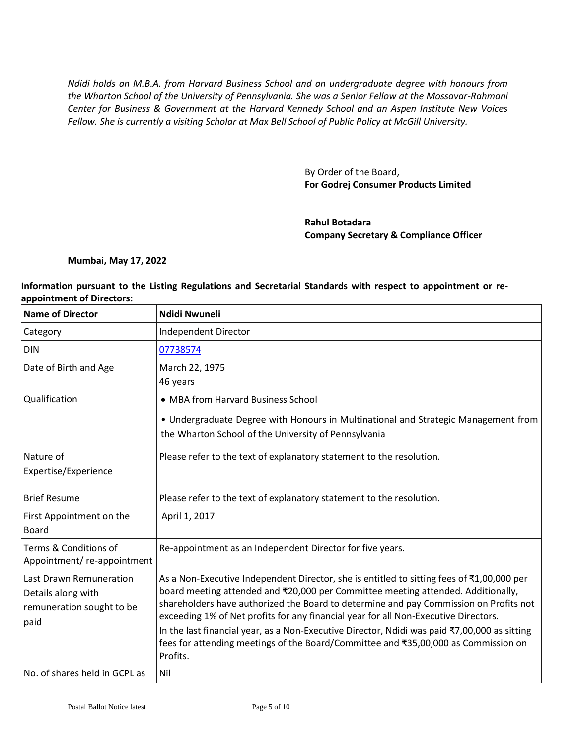*Ndidi holds an M.B.A. from Harvard Business School and an undergraduate degree with honours from the Wharton School of the University of Pennsylvania. She was a Senior Fellow at the Mossavar-Rahmani Center for Business & Government at the Harvard Kennedy School and an Aspen Institute New Voices Fellow. She is currently a visiting Scholar at Max Bell School of Public Policy at McGill University.*

By Order of the Board,
**For Godrej Consumer Products Limited**

**Rahul Botadara**
**Company Secretary & Compliance Officer**

**Mumbai, May 17, 2022**

**Information pursuant to the Listing Regulations and Secretarial Standards with respect to appointment or re-appointment of Directors:**

| **Name of Director** | **Ndidi Nwuneli** |
|---|---|
| Category | Independent Director |
| DIN | 07738574 |
| Date of Birth and Age | March 22, 1975<br>46 years |
| Qualification | • MBA from Harvard Business School<br>• Undergraduate Degree with Honours in Multinational and Strategic Management from the Wharton School of the University of Pennsylvania |
| Nature of Expertise/Experience | Please refer to the text of explanatory statement to the resolution. |
| Brief Resume | Please refer to the text of explanatory statement to the resolution. |
| First Appointment on the Board | April 1, 2017 |
| Terms & Conditions of Appointment/ re-appointment | Re-appointment as an Independent Director for five years. |
| Last Drawn Remuneration Details along with remuneration sought to be paid | As a Non-Executive Independent Director, she is entitled to sitting fees of ₹1,00,000 per board meeting attended and ₹20,000 per Committee meeting attended. Additionally, shareholders have authorized the Board to determine and pay Commission on Profits not exceeding 1% of Net profits for any financial year for all Non-Executive Directors.<br>In the last financial year, as a Non-Executive Director, Ndidi was paid ₹7,00,000 as sitting fees for attending meetings of the Board/Committee and ₹35,00,000 as Commission on Profits. |
| No. of shares held in GCPL as | Nil |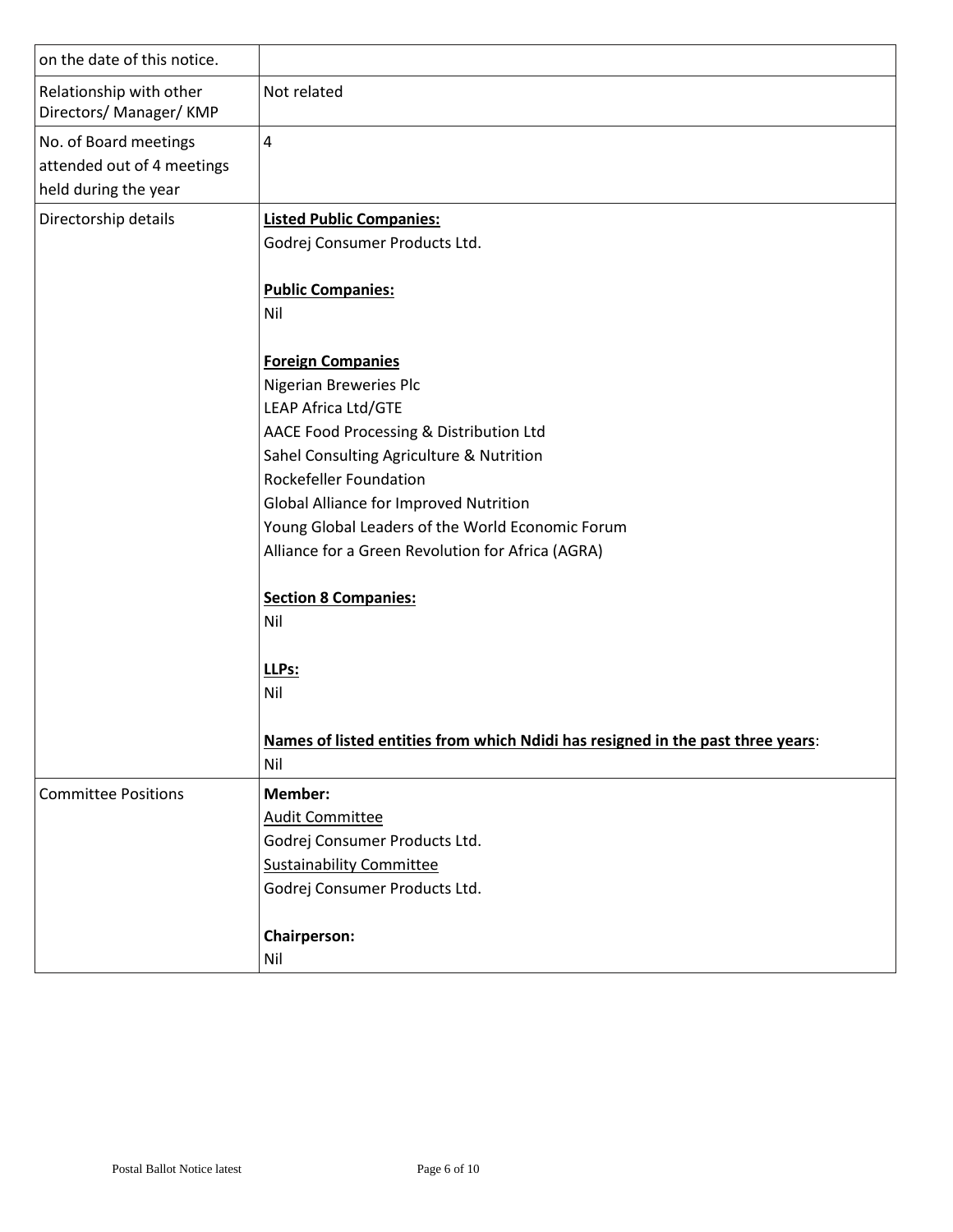| | |
|---|---|
| on the date of this notice. | |
| Relationship with other Directors/ Manager/ KMP | Not related |
| No. of Board meetings attended out of 4 meetings held during the year | 4 |
| Directorship details | **Listed Public Companies:**<br>Godrej Consumer Products Ltd.<br><br>**Public Companies:**<br>Nil<br><br>**Foreign Companies**<br>Nigerian Breweries Plc<br>LEAP Africa Ltd/GTE<br>AACE Food Processing & Distribution Ltd<br>Sahel Consulting Agriculture & Nutrition<br>Rockefeller Foundation<br>Global Alliance for Improved Nutrition<br>Young Global Leaders of the World Economic Forum<br>Alliance for a Green Revolution for Africa (AGRA)<br><br>**Section 8 Companies:**<br>Nil<br><br>**LLPs:**<br>Nil<br><br>**Names of listed entities from which Ndidi has resigned in the past three years**:<br>Nil |
| Committee Positions | **Member:**<br>Audit Committee<br>Godrej Consumer Products Ltd.<br>Sustainability Committee<br>Godrej Consumer Products Ltd.<br><br>**Chairperson:**<br>Nil |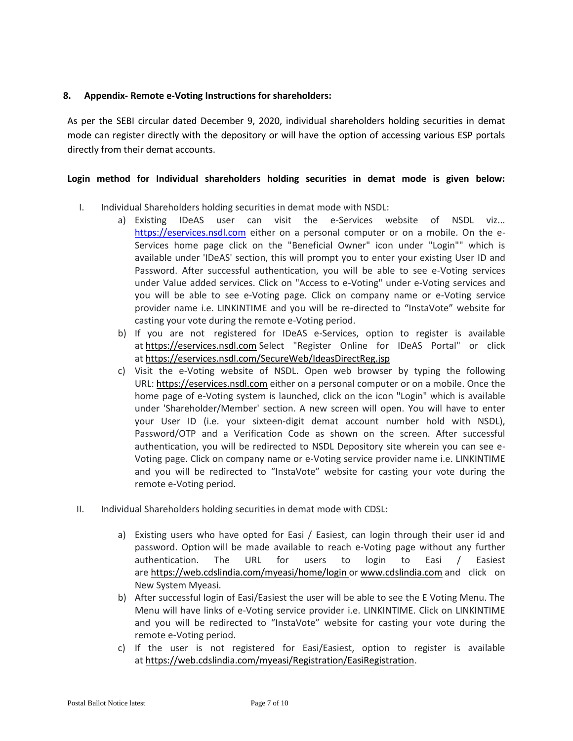## 8. Appendix- Remote e-Voting Instructions for shareholders:

As per the SEBI circular dated December 9, 2020, individual shareholders holding securities in demat mode can register directly with the depository or will have the option of accessing various ESP portals directly from their demat accounts.

**Login method for Individual shareholders holding securities in demat mode is given below:**

I. Individual Shareholders holding securities in demat mode with NSDL:

   a) Existing IDeAS user can visit the e-Services website of NSDL viz... https://eservices.nsdl.com either on a personal computer or on a mobile. On the e-Services home page click on the "Beneficial Owner" icon under "Login"" which is available under 'IDeAS' section, this will prompt you to enter your existing User ID and Password. After successful authentication, you will be able to see e-Voting services under Value added services. Click on "Access to e-Voting" under e-Voting services and you will be able to see e-Voting page. Click on company name or e-Voting service provider name i.e. LINKINTIME and you will be re-directed to "InstaVote" website for casting your vote during the remote e-Voting period.

   b) If you are not registered for IDeAS e-Services, option to register is available at https://eservices.nsdl.com Select "Register Online for IDeAS Portal" or click at https://eservices.nsdl.com/SecureWeb/IdeasDirectReg.jsp

   c) Visit the e-Voting website of NSDL. Open web browser by typing the following URL: https://eservices.nsdl.com either on a personal computer or on a mobile. Once the home page of e-Voting system is launched, click on the icon "Login" which is available under 'Shareholder/Member' section. A new screen will open. You will have to enter your User ID (i.e. your sixteen-digit demat account number hold with NSDL), Password/OTP and a Verification Code as shown on the screen. After successful authentication, you will be redirected to NSDL Depository site wherein you can see e-Voting page. Click on company name or e-Voting service provider name i.e. LINKINTIME and you will be redirected to "InstaVote" website for casting your vote during the remote e-Voting period.

II. Individual Shareholders holding securities in demat mode with CDSL:

   a) Existing users who have opted for Easi / Easiest, can login through their user id and password. Option will be made available to reach e-Voting page without any further authentication. The URL for users to login to Easi / Easiest are https://web.cdslindia.com/myeasi/home/login or www.cdslindia.com and click on New System Myeasi.

   b) After successful login of Easi/Easiest the user will be able to see the E Voting Menu. The Menu will have links of e-Voting service provider i.e. LINKINTIME. Click on LINKINTIME and you will be redirected to "InstaVote" website for casting your vote during the remote e-Voting period.

   c) If the user is not registered for Easi/Easiest, option to register is available at https://web.cdslindia.com/myeasi/Registration/EasiRegistration.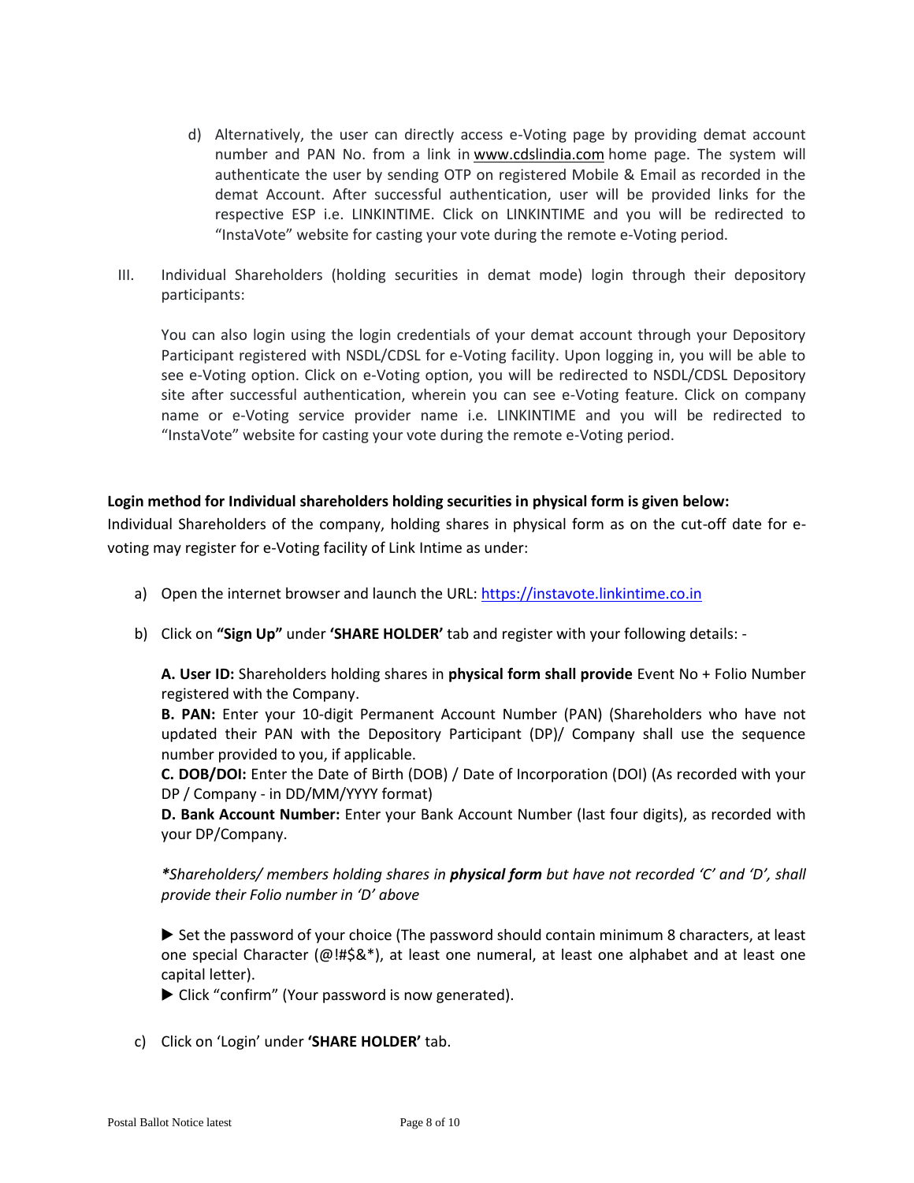d) Alternatively, the user can directly access e-Voting page by providing demat account number and PAN No. from a link in www.cdslindia.com home page. The system will authenticate the user by sending OTP on registered Mobile & Email as recorded in the demat Account. After successful authentication, user will be provided links for the respective ESP i.e. LINKINTIME. Click on LINKINTIME and you will be redirected to "InstaVote" website for casting your vote during the remote e-Voting period.

III. Individual Shareholders (holding securities in demat mode) login through their depository participants:

You can also login using the login credentials of your demat account through your Depository Participant registered with NSDL/CDSL for e-Voting facility. Upon logging in, you will be able to see e-Voting option. Click on e-Voting option, you will be redirected to NSDL/CDSL Depository site after successful authentication, wherein you can see e-Voting feature. Click on company name or e-Voting service provider name i.e. LINKINTIME and you will be redirected to "InstaVote" website for casting your vote during the remote e-Voting period.

**Login method for Individual shareholders holding securities in physical form is given below:**

Individual Shareholders of the company, holding shares in physical form as on the cut-off date for e-voting may register for e-Voting facility of Link Intime as under:

a) Open the internet browser and launch the URL: https://instavote.linkintime.co.in

b) Click on **"Sign Up"** under **'SHARE HOLDER'** tab and register with your following details: -

**A. User ID:** Shareholders holding shares in **physical form shall provide** Event No + Folio Number registered with the Company.
**B. PAN:** Enter your 10-digit Permanent Account Number (PAN) (Shareholders who have not updated their PAN with the Depository Participant (DP)/ Company shall use the sequence number provided to you, if applicable.
**C. DOB/DOI:** Enter the Date of Birth (DOB) / Date of Incorporation (DOI) (As recorded with your DP / Company - in DD/MM/YYYY format)
**D. Bank Account Number:** Enter your Bank Account Number (last four digits), as recorded with your DP/Company.

*\*Shareholders/ members holding shares in **physical form** but have not recorded 'C' and 'D', shall provide their Folio number in 'D' above*

▶ Set the password of your choice (The password should contain minimum 8 characters, at least one special Character (@!#$&*), at least one numeral, at least one alphabet and at least one capital letter).
▶ Click "confirm" (Your password is now generated).

c) Click on 'Login' under **'SHARE HOLDER'** tab.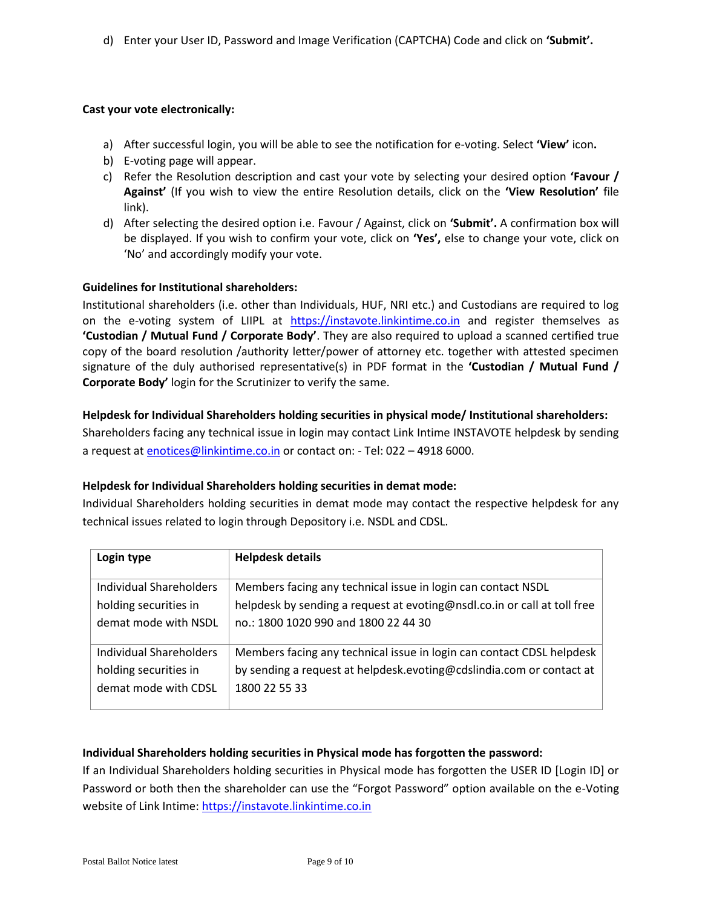d) Enter your User ID, Password and Image Verification (CAPTCHA) Code and click on **'Submit'.**

**Cast your vote electronically:**

a) After successful login, you will be able to see the notification for e-voting. Select **'View'** icon**.**
b) E-voting page will appear.
c) Refer the Resolution description and cast your vote by selecting your desired option **'Favour / Against'** (If you wish to view the entire Resolution details, click on the **'View Resolution'** file link).
d) After selecting the desired option i.e. Favour / Against, click on **'Submit'.** A confirmation box will be displayed. If you wish to confirm your vote, click on **'Yes',** else to change your vote, click on 'No' and accordingly modify your vote.

**Guidelines for Institutional shareholders:**

Institutional shareholders (i.e. other than Individuals, HUF, NRI etc.) and Custodians are required to log on the e-voting system of LIIPL at https://instavote.linkintime.co.in and register themselves as **'Custodian / Mutual Fund / Corporate Body'**. They are also required to upload a scanned certified true copy of the board resolution /authority letter/power of attorney etc. together with attested specimen signature of the duly authorised representative(s) in PDF format in the **'Custodian / Mutual Fund / Corporate Body'** login for the Scrutinizer to verify the same.

**Helpdesk for Individual Shareholders holding securities in physical mode/ Institutional shareholders:**

Shareholders facing any technical issue in login may contact Link Intime INSTAVOTE helpdesk by sending a request at enotices@linkintime.co.in or contact on: - Tel: 022 – 4918 6000.

**Helpdesk for Individual Shareholders holding securities in demat mode:**

Individual Shareholders holding securities in demat mode may contact the respective helpdesk for any technical issues related to login through Depository i.e. NSDL and CDSL.

| Login type | Helpdesk details |
|---|---|
| Individual Shareholders holding securities in demat mode with NSDL | Members facing any technical issue in login can contact NSDL helpdesk by sending a request at evoting@nsdl.co.in or call at toll free no.: 1800 1020 990 and 1800 22 44 30 |
| Individual Shareholders holding securities in demat mode with CDSL | Members facing any technical issue in login can contact CDSL helpdesk by sending a request at helpdesk.evoting@cdslindia.com or contact at 1800 22 55 33 |

**Individual Shareholders holding securities in Physical mode has forgotten the password:**

If an Individual Shareholders holding securities in Physical mode has forgotten the USER ID [Login ID] or Password or both then the shareholder can use the "Forgot Password" option available on the e-Voting website of Link Intime: https://instavote.linkintime.co.in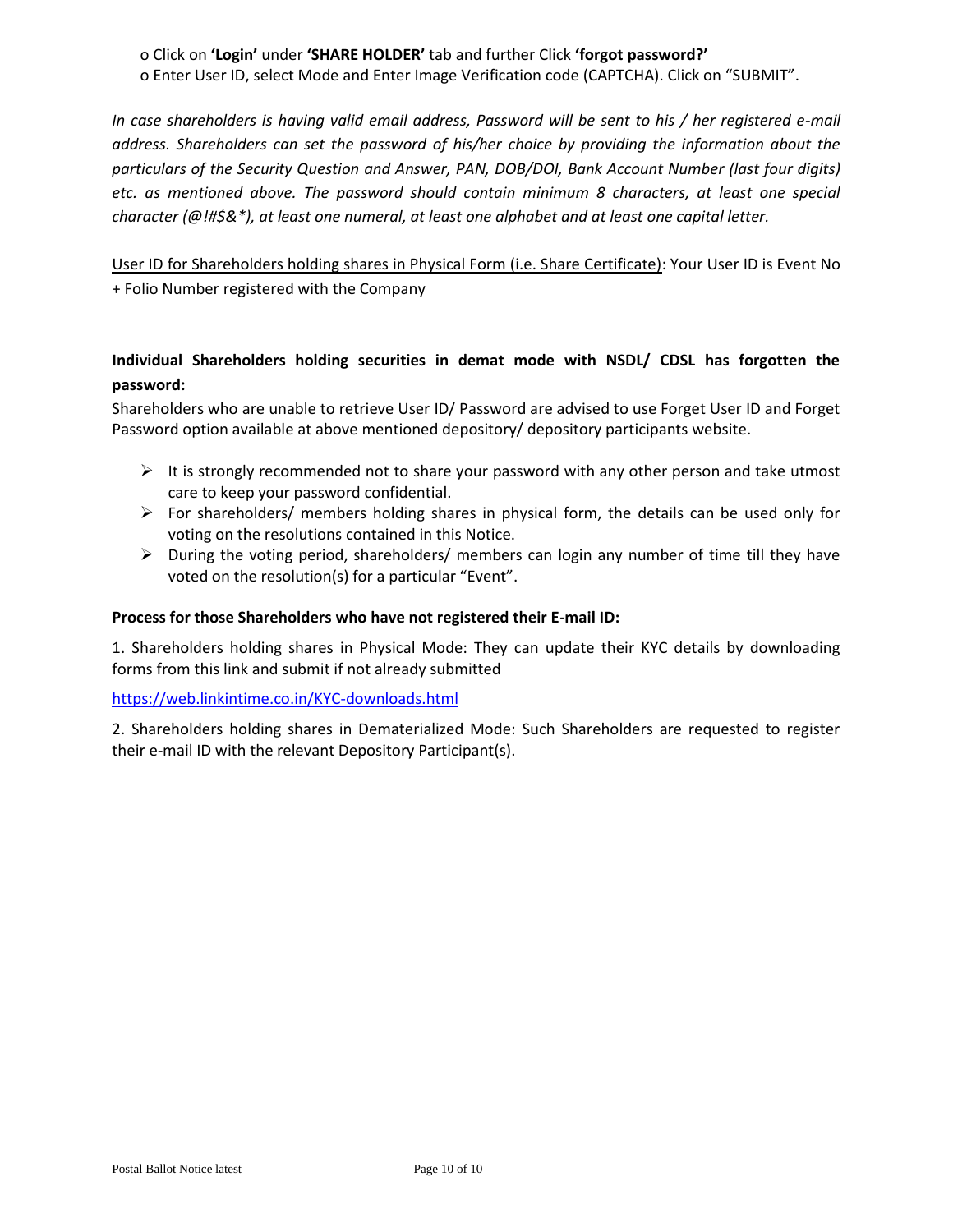o Click on **'Login'** under **'SHARE HOLDER'** tab and further Click **'forgot password?'**
o Enter User ID, select Mode and Enter Image Verification code (CAPTCHA). Click on "SUBMIT".

*In case shareholders is having valid email address, Password will be sent to his / her registered e-mail address. Shareholders can set the password of his/her choice by providing the information about the particulars of the Security Question and Answer, PAN, DOB/DOI, Bank Account Number (last four digits) etc. as mentioned above. The password should contain minimum 8 characters, at least one special character (@!#$&*), at least one numeral, at least one alphabet and at least one capital letter.*

<u>User ID for Shareholders holding shares in Physical Form (i.e. Share Certificate)</u>: Your User ID is Event No + Folio Number registered with the Company

**Individual Shareholders holding securities in demat mode with NSDL/ CDSL has forgotten the password:**

Shareholders who are unable to retrieve User ID/ Password are advised to use Forget User ID and Forget Password option available at above mentioned depository/ depository participants website.

- It is strongly recommended not to share your password with any other person and take utmost care to keep your password confidential.
- For shareholders/ members holding shares in physical form, the details can be used only for voting on the resolutions contained in this Notice.
- During the voting period, shareholders/ members can login any number of time till they have voted on the resolution(s) for a particular "Event".

**Process for those Shareholders who have not registered their E-mail ID:**

1. Shareholders holding shares in Physical Mode: They can update their KYC details by downloading forms from this link and submit if not already submitted

https://web.linkintime.co.in/KYC-downloads.html

2. Shareholders holding shares in Dematerialized Mode: Such Shareholders are requested to register their e-mail ID with the relevant Depository Participant(s).